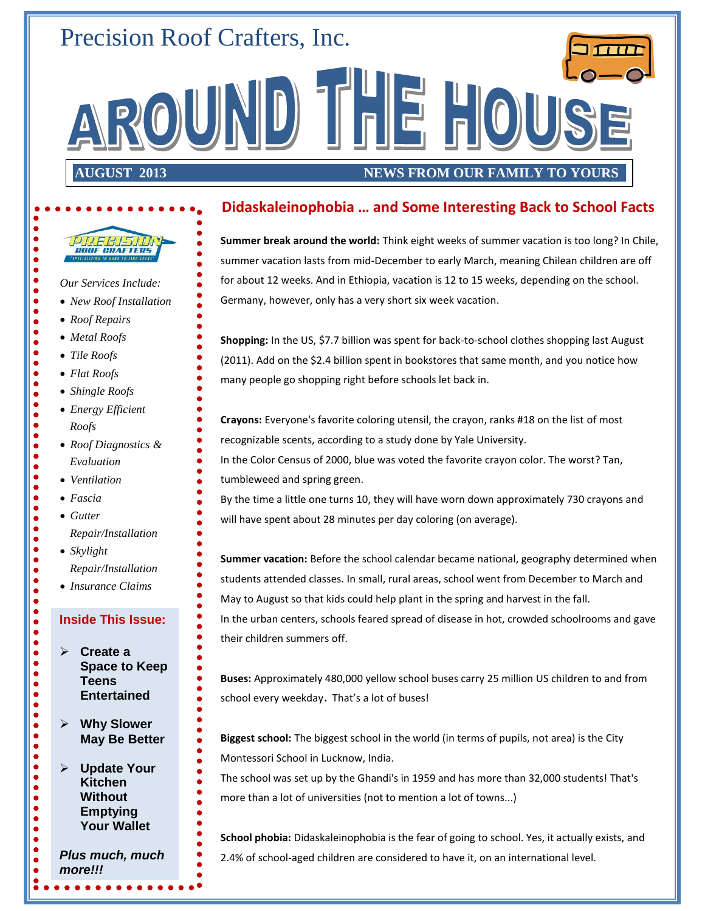Precision Roof Crafters, Inc.

# AROUND THE HOUSE

**AUGUST 2013** **NEWS FROM OUR FAMILY TO YOURS**

PRECISION ROOF CRAFTERS
"SPECIALIZING IN HARD-TO-FIND LEAKS"

*Our Services Include:*

- *New Roof Installation*
- *Roof Repairs*
- *Metal Roofs*
- *Tile Roofs*
- *Flat Roofs*
- *Shingle Roofs*
- *Energy Efficient Roofs*
- *Roof Diagnostics & Evaluation*
- *Ventilation*
- *Fascia*
- *Gutter Repair/Installation*
- *Skylight Repair/Installation*
- *Insurance Claims*

**Inside This Issue:**

- **Create a Space to Keep Teens Entertained**
- **Why Slower May Be Better**
- **Update Your Kitchen Without Emptying Your Wallet**

***Plus much, much more!!!***

## Didaskaleinophobia … and Some Interesting Back to School Facts

**Summer break around the world:** Think eight weeks of summer vacation is too long? In Chile, summer vacation lasts from mid-December to early March, meaning Chilean children are off for about 12 weeks. And in Ethiopia, vacation is 12 to 15 weeks, depending on the school. Germany, however, only has a very short six week vacation.

**Shopping:** In the US, $7.7 billion was spent for back-to-school clothes shopping last August (2011). Add on the $2.4 billion spent in bookstores that same month, and you notice how many people go shopping right before schools let back in.

**Crayons:** Everyone's favorite coloring utensil, the crayon, ranks #18 on the list of most recognizable scents, according to a study done by Yale University.
In the Color Census of 2000, blue was voted the favorite crayon color. The worst? Tan, tumbleweed and spring green.
By the time a little one turns 10, they will have worn down approximately 730 crayons and will have spent about 28 minutes per day coloring (on average).

**Summer vacation:** Before the school calendar became national, geography determined when students attended classes. In small, rural areas, school went from December to March and May to August so that kids could help plant in the spring and harvest in the fall.
In the urban centers, schools feared spread of disease in hot, crowded schoolrooms and gave their children summers off.

**Buses:** Approximately 480,000 yellow school buses carry 25 million US children to and from school every weekday. That's a lot of buses!

**Biggest school:** The biggest school in the world (in terms of pupils, not area) is the City Montessori School in Lucknow, India.
The school was set up by the Ghandi's in 1959 and has more than 32,000 students! That's more than a lot of universities (not to mention a lot of towns...)

**School phobia:** Didaskaleinophobia is the fear of going to school. Yes, it actually exists, and 2.4% of school-aged children are considered to have it, on an international level.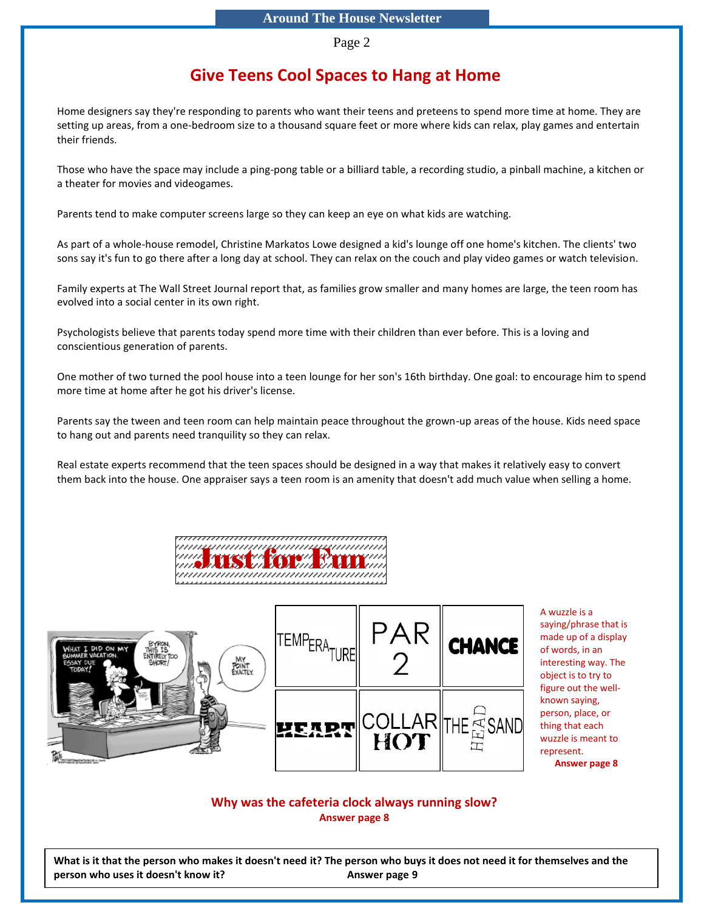## Give Teens Cool Spaces to Hang at Home

Home designers say they're responding to parents who want their teens and preteens to spend more time at home. They are setting up areas, from a one-bedroom size to a thousand square feet or more where kids can relax, play games and entertain their friends.

Those who have the space may include a ping-pong table or a billiard table, a recording studio, a pinball machine, a kitchen or a theater for movies and videogames.

Parents tend to make computer screens large so they can keep an eye on what kids are watching.

As part of a whole-house remodel, Christine Markatos Lowe designed a kid's lounge off one home's kitchen. The clients' two sons say it's fun to go there after a long day at school. They can relax on the couch and play video games or watch television.

Family experts at The Wall Street Journal report that, as families grow smaller and many homes are large, the teen room has evolved into a social center in its own right.

Psychologists believe that parents today spend more time with their children than ever before. This is a loving and conscientious generation of parents.

One mother of two turned the pool house into a teen lounge for her son's 16th birthday. One goal: to encourage him to spend more time at home after he got his driver's license.

Parents say the tween and teen room can help maintain peace throughout the grown-up areas of the house. Kids need space to hang out and parents need tranquility so they can relax.

Real estate experts recommend that the teen spaces should be designed in a way that makes it relatively easy to convert them back into the house. One appraiser says a teen room is an amenity that doesn't add much value when selling a home.

## Just for Fun

| | | |
|---|---|---|
| TEMPERATURE | PAR 2 | CHANCE |
| HEART | COLLAR HOT | THE HEAD SAND |

A wuzzle is a saying/phrase that is made up of a display of words, in an interesting way. The object is to try to figure out the well-known saying, person, place, or thing that each wuzzle is meant to represent.

**Answer page 8**

**Why was the cafeteria clock always running slow?**
**Answer page 8**

**What is it that the person who makes it doesn't need it? The person who buys it does not need it for themselves and the person who uses it doesn't know it?** **Answer page 9**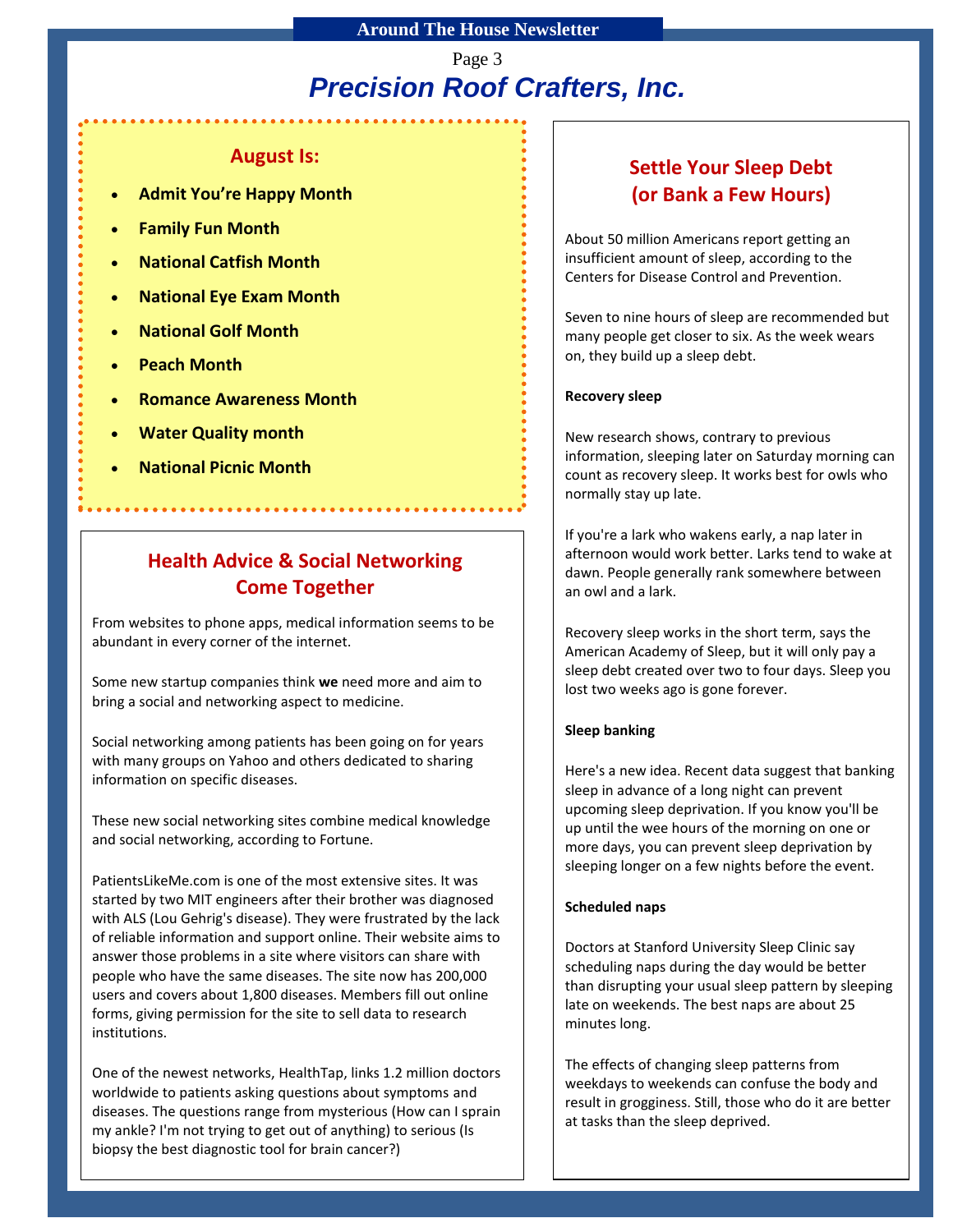# Precision Roof Crafters, Inc.

## August Is:

- **Admit You're Happy Month**
- **Family Fun Month**
- **National Catfish Month**
- **National Eye Exam Month**
- **National Golf Month**
- **Peach Month**
- **Romance Awareness Month**
- **Water Quality month**
- **National Picnic Month**

## Health Advice & Social Networking Come Together

From websites to phone apps, medical information seems to be abundant in every corner of the internet.

Some new startup companies think **we** need more and aim to bring a social and networking aspect to medicine.

Social networking among patients has been going on for years with many groups on Yahoo and others dedicated to sharing information on specific diseases.

These new social networking sites combine medical knowledge and social networking, according to Fortune.

PatientsLikeMe.com is one of the most extensive sites. It was started by two MIT engineers after their brother was diagnosed with ALS (Lou Gehrig's disease). They were frustrated by the lack of reliable information and support online. Their website aims to answer those problems in a site where visitors can share with people who have the same diseases. The site now has 200,000 users and covers about 1,800 diseases. Members fill out online forms, giving permission for the site to sell data to research institutions.

One of the newest networks, HealthTap, links 1.2 million doctors worldwide to patients asking questions about symptoms and diseases. The questions range from mysterious (How can I sprain my ankle? I'm not trying to get out of anything) to serious (Is biopsy the best diagnostic tool for brain cancer?)

## Settle Your Sleep Debt (or Bank a Few Hours)

About 50 million Americans report getting an insufficient amount of sleep, according to the Centers for Disease Control and Prevention.

Seven to nine hours of sleep are recommended but many people get closer to six. As the week wears on, they build up a sleep debt.

**Recovery sleep**

New research shows, contrary to previous information, sleeping later on Saturday morning can count as recovery sleep. It works best for owls who normally stay up late.

If you're a lark who wakens early, a nap later in afternoon would work better. Larks tend to wake at dawn. People generally rank somewhere between an owl and a lark.

Recovery sleep works in the short term, says the American Academy of Sleep, but it will only pay a sleep debt created over two to four days. Sleep you lost two weeks ago is gone forever.

**Sleep banking**

Here's a new idea. Recent data suggest that banking sleep in advance of a long night can prevent upcoming sleep deprivation. If you know you'll be up until the wee hours of the morning on one or more days, you can prevent sleep deprivation by sleeping longer on a few nights before the event.

**Scheduled naps**

Doctors at Stanford University Sleep Clinic say scheduling naps during the day would be better than disrupting your usual sleep pattern by sleeping late on weekends. The best naps are about 25 minutes long.

The effects of changing sleep patterns from weekdays to weekends can confuse the body and result in grogginess. Still, those who do it are better at tasks than the sleep deprived.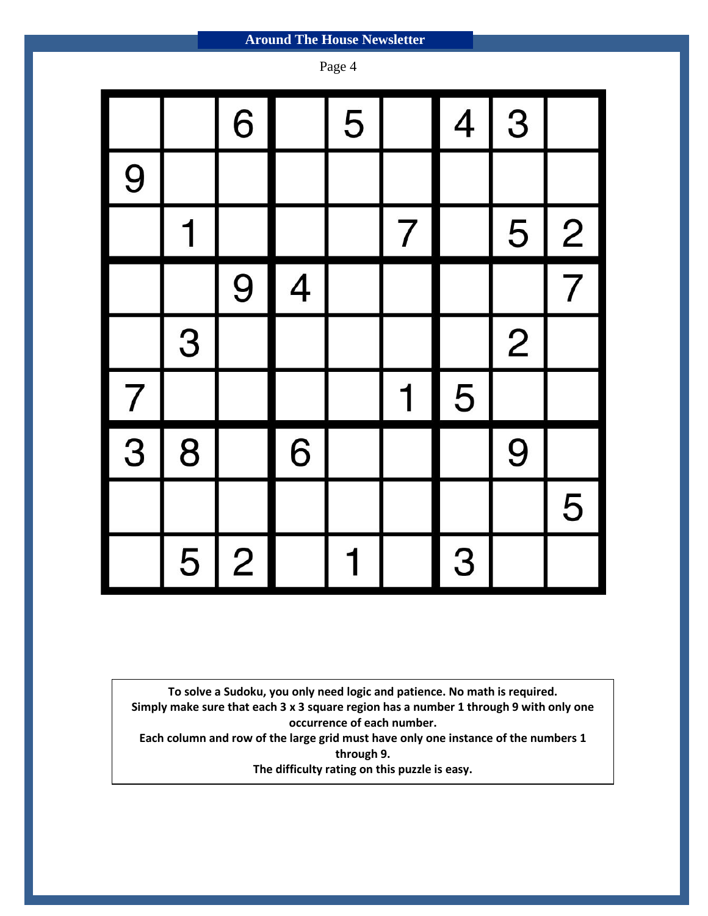|   |   |   |   |   |   |   |   |   |
|---|---|---|---|---|---|---|---|---|
|   |   | 6 |   | 5 |   | 4 | 3 |   |
| 9 |   |   |   |   |   |   |   |   |
|   | 1 |   |   |   | 7 |   | 5 | 2 |
|   |   | 9 | 4 |   |   |   |   | 7 |
|   | 3 |   |   |   |   |   | 2 |   |
| 7 |   |   |   |   | 1 | 5 |   |   |
| 3 | 8 |   | 6 |   |   |   | 9 |   |
|   |   |   |   |   |   |   |   | 5 |
|   | 5 | 2 |   | 1 |   | 3 |   |   |

**To solve a Sudoku, you only need logic and patience. No math is required.**
**Simply make sure that each 3 x 3 square region has a number 1 through 9 with only one occurrence of each number.**
**Each column and row of the large grid must have only one instance of the numbers 1 through 9.**
**The difficulty rating on this puzzle is easy.**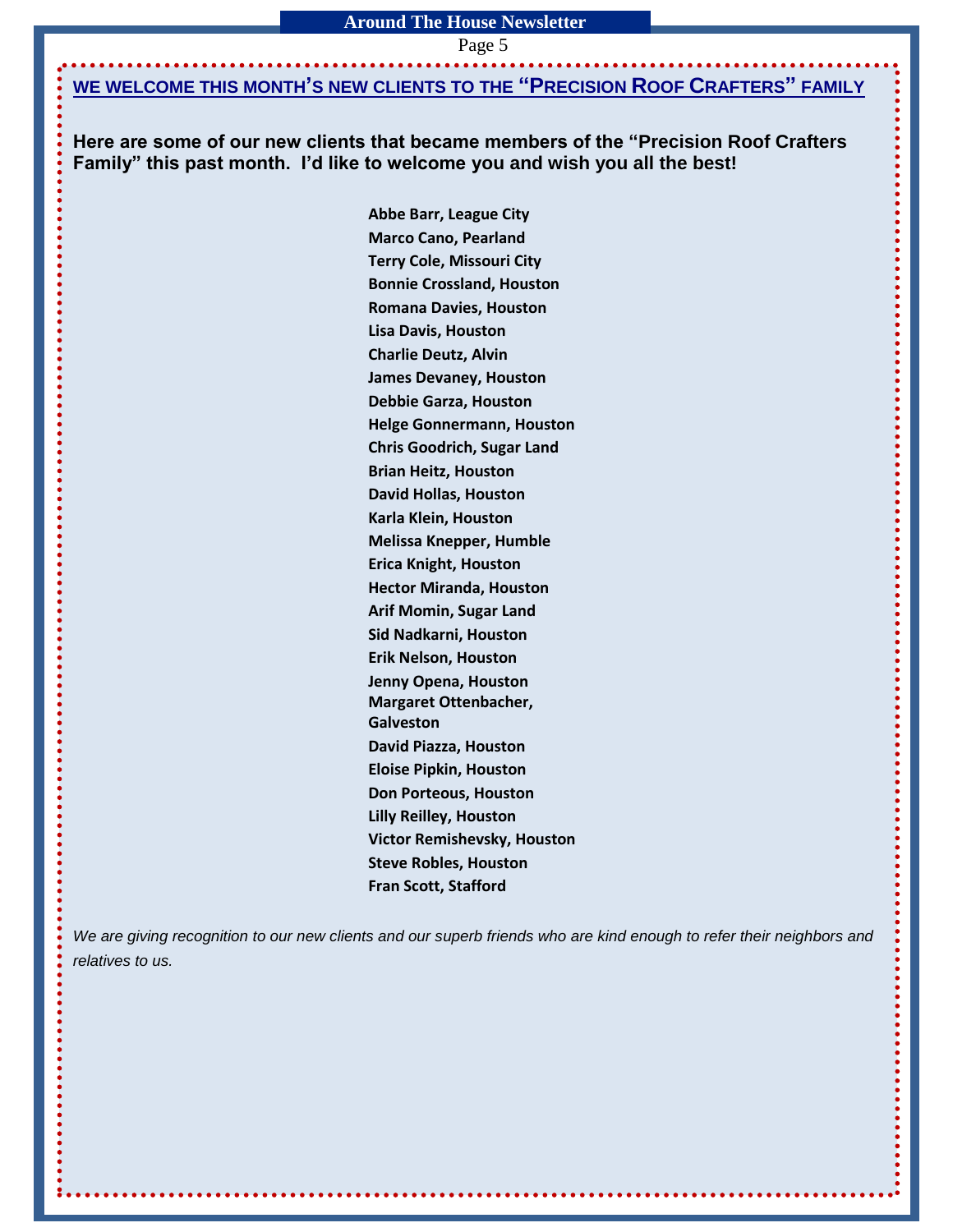## WE WELCOME THIS MONTH'S NEW CLIENTS TO THE "PRECISION ROOF CRAFTERS" FAMILY

**Here are some of our new clients that became members of the "Precision Roof Crafters Family" this past month. I'd like to welcome you and wish you all the best!**

**Abbe Barr, League City**
**Marco Cano, Pearland**
**Terry Cole, Missouri City**
**Bonnie Crossland, Houston**
**Romana Davies, Houston**
**Lisa Davis, Houston**
**Charlie Deutz, Alvin**
**James Devaney, Houston**
**Debbie Garza, Houston**
**Helge Gonnermann, Houston**
**Chris Goodrich, Sugar Land**
**Brian Heitz, Houston**
**David Hollas, Houston**
**Karla Klein, Houston**
**Melissa Knepper, Humble**
**Erica Knight, Houston**
**Hector Miranda, Houston**
**Arif Momin, Sugar Land**
**Sid Nadkarni, Houston**
**Erik Nelson, Houston**
**Jenny Opena, Houston**
**Margaret Ottenbacher, Galveston**
**David Piazza, Houston**
**Eloise Pipkin, Houston**
**Don Porteous, Houston**
**Lilly Reilley, Houston**
**Victor Remishevsky, Houston**
**Steve Robles, Houston**
**Fran Scott, Stafford**

*We are giving recognition to our new clients and our superb friends who are kind enough to refer their neighbors and relatives to us.*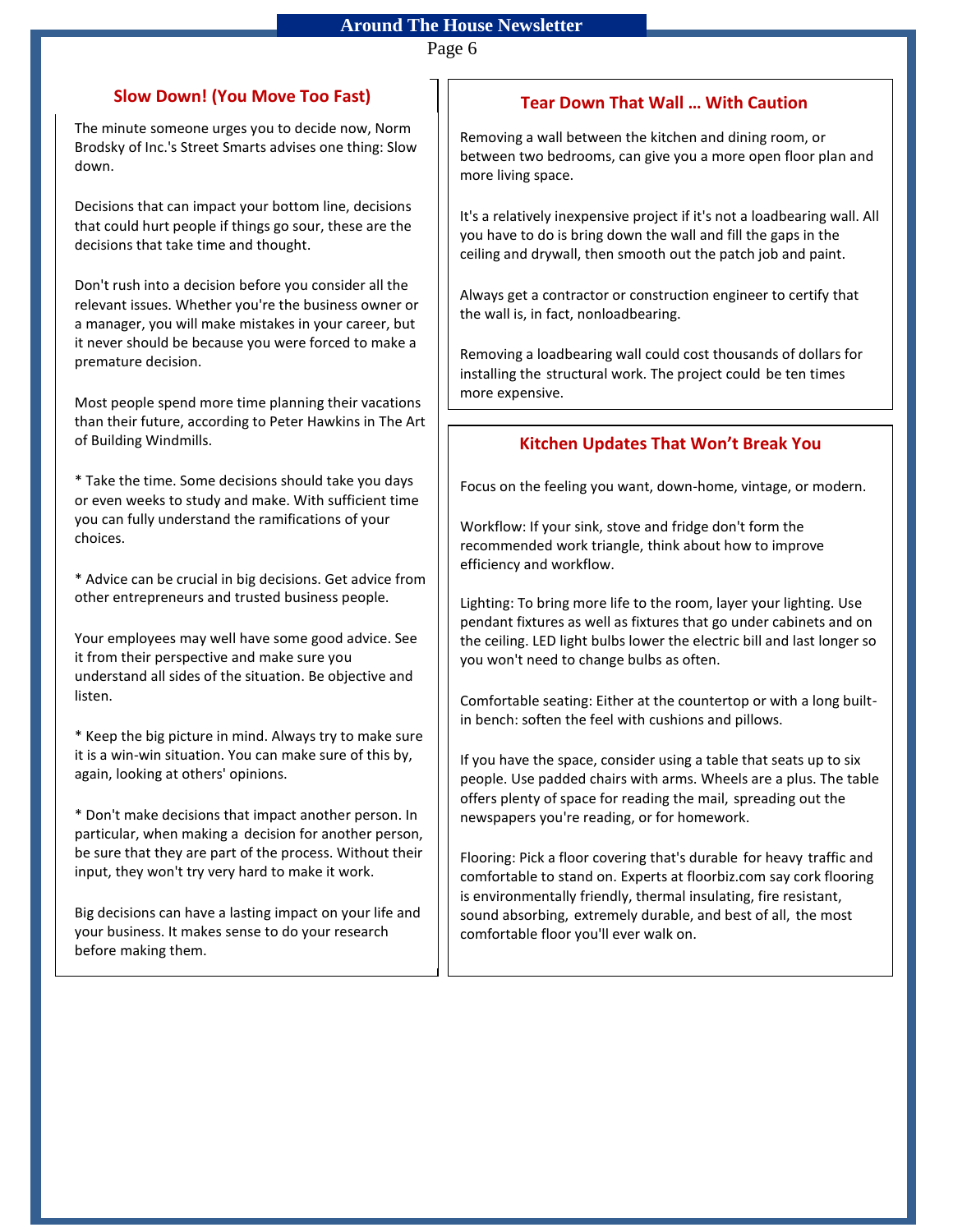## Slow Down! (You Move Too Fast)

The minute someone urges you to decide now, Norm Brodsky of Inc.'s Street Smarts advises one thing: Slow down.

Decisions that can impact your bottom line, decisions that could hurt people if things go sour, these are the decisions that take time and thought.

Don't rush into a decision before you consider all the relevant issues. Whether you're the business owner or a manager, you will make mistakes in your career, but it never should be because you were forced to make a premature decision.

Most people spend more time planning their vacations than their future, according to Peter Hawkins in The Art of Building Windmills.

* Take the time. Some decisions should take you days or even weeks to study and make. With sufficient time you can fully understand the ramifications of your choices.

* Advice can be crucial in big decisions. Get advice from other entrepreneurs and trusted business people.

Your employees may well have some good advice. See it from their perspective and make sure you understand all sides of the situation. Be objective and listen.

* Keep the big picture in mind. Always try to make sure it is a win-win situation. You can make sure of this by, again, looking at others' opinions.

* Don't make decisions that impact another person. In particular, when making a decision for another person, be sure that they are part of the process. Without their input, they won't try very hard to make it work.

Big decisions can have a lasting impact on your life and your business. It makes sense to do your research before making them.

## Tear Down That Wall … With Caution

Removing a wall between the kitchen and dining room, or between two bedrooms, can give you a more open floor plan and more living space.

It's a relatively inexpensive project if it's not a loadbearing wall. All you have to do is bring down the wall and fill the gaps in the ceiling and drywall, then smooth out the patch job and paint.

Always get a contractor or construction engineer to certify that the wall is, in fact, nonloadbearing.

Removing a loadbearing wall could cost thousands of dollars for installing the structural work. The project could be ten times more expensive.

## Kitchen Updates That Won't Break You

Focus on the feeling you want, down-home, vintage, or modern.

Workflow: If your sink, stove and fridge don't form the recommended work triangle, think about how to improve efficiency and workflow.

Lighting: To bring more life to the room, layer your lighting. Use pendant fixtures as well as fixtures that go under cabinets and on the ceiling. LED light bulbs lower the electric bill and last longer so you won't need to change bulbs as often.

Comfortable seating: Either at the countertop or with a long built-in bench: soften the feel with cushions and pillows.

If you have the space, consider using a table that seats up to six people. Use padded chairs with arms. Wheels are a plus. The table offers plenty of space for reading the mail, spreading out the newspapers you're reading, or for homework.

Flooring: Pick a floor covering that's durable for heavy traffic and comfortable to stand on. Experts at floorbiz.com say cork flooring is environmentally friendly, thermal insulating, fire resistant, sound absorbing, extremely durable, and best of all, the most comfortable floor you'll ever walk on.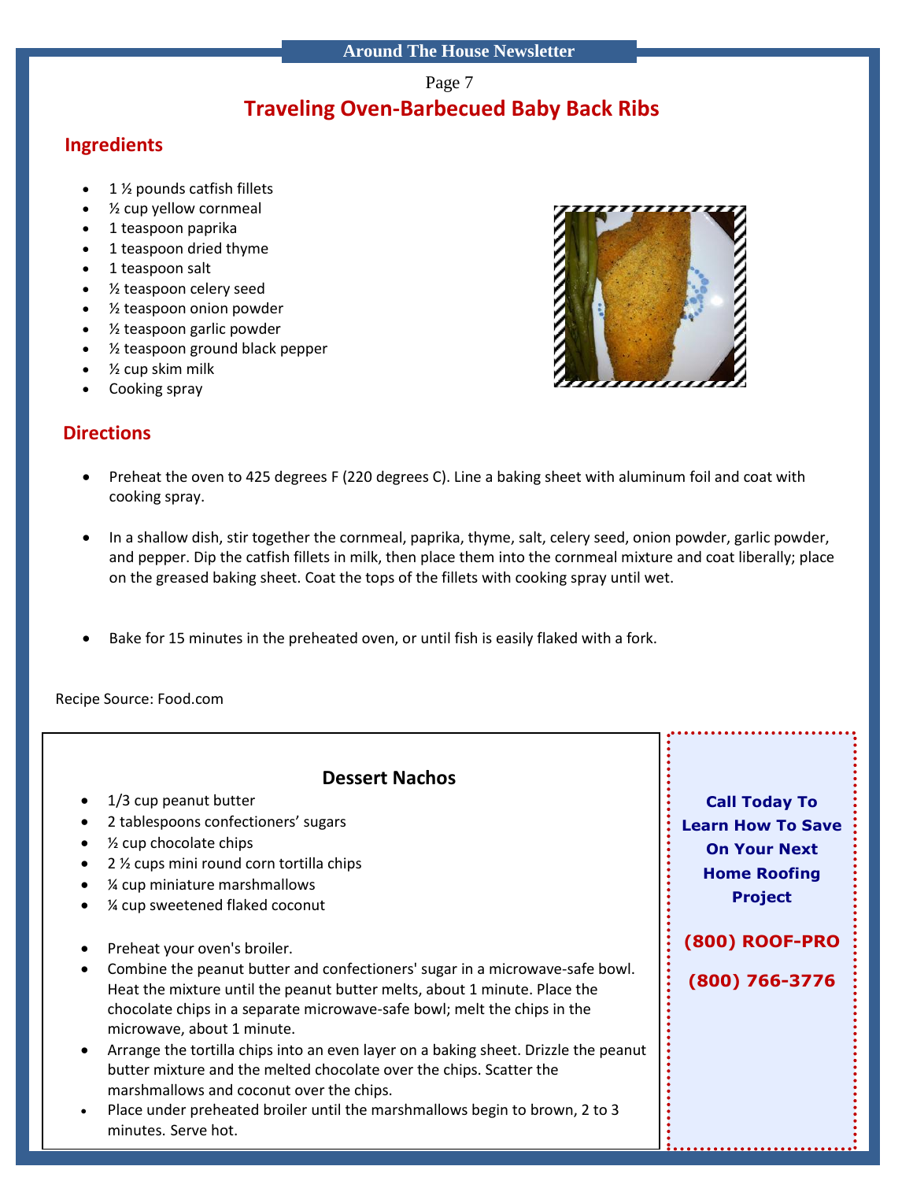# Traveling Oven-Barbecued Baby Back Ribs

## Ingredients

- 1 ½ pounds catfish fillets
- ½ cup yellow cornmeal
- 1 teaspoon paprika
- 1 teaspoon dried thyme
- 1 teaspoon salt
- ½ teaspoon celery seed
- ½ teaspoon onion powder
- ½ teaspoon garlic powder
- ½ teaspoon ground black pepper
- ½ cup skim milk
- Cooking spray

## Directions

- Preheat the oven to 425 degrees F (220 degrees C). Line a baking sheet with aluminum foil and coat with cooking spray.
- In a shallow dish, stir together the cornmeal, paprika, thyme, salt, celery seed, onion powder, garlic powder, and pepper. Dip the catfish fillets in milk, then place them into the cornmeal mixture and coat liberally; place on the greased baking sheet. Coat the tops of the fillets with cooking spray until wet.
- Bake for 15 minutes in the preheated oven, or until fish is easily flaked with a fork.

Recipe Source: Food.com

### Dessert Nachos

- 1/3 cup peanut butter
- 2 tablespoons confectioners' sugars
- ½ cup chocolate chips
- 2 ½ cups mini round corn tortilla chips
- ¼ cup miniature marshmallows
- ¼ cup sweetened flaked coconut

- Preheat your oven's broiler.
- Combine the peanut butter and confectioners' sugar in a microwave-safe bowl. Heat the mixture until the peanut butter melts, about 1 minute. Place the chocolate chips in a separate microwave-safe bowl; melt the chips in the microwave, about 1 minute.
- Arrange the tortilla chips into an even layer on a baking sheet. Drizzle the peanut butter mixture and the melted chocolate over the chips. Scatter the marshmallows and coconut over the chips.
- Place under preheated broiler until the marshmallows begin to brown, 2 to 3 minutes. Serve hot.

**Call Today To Learn How To Save On Your Next Home Roofing Project**

**(800) ROOF-PRO**

**(800) 766-3776**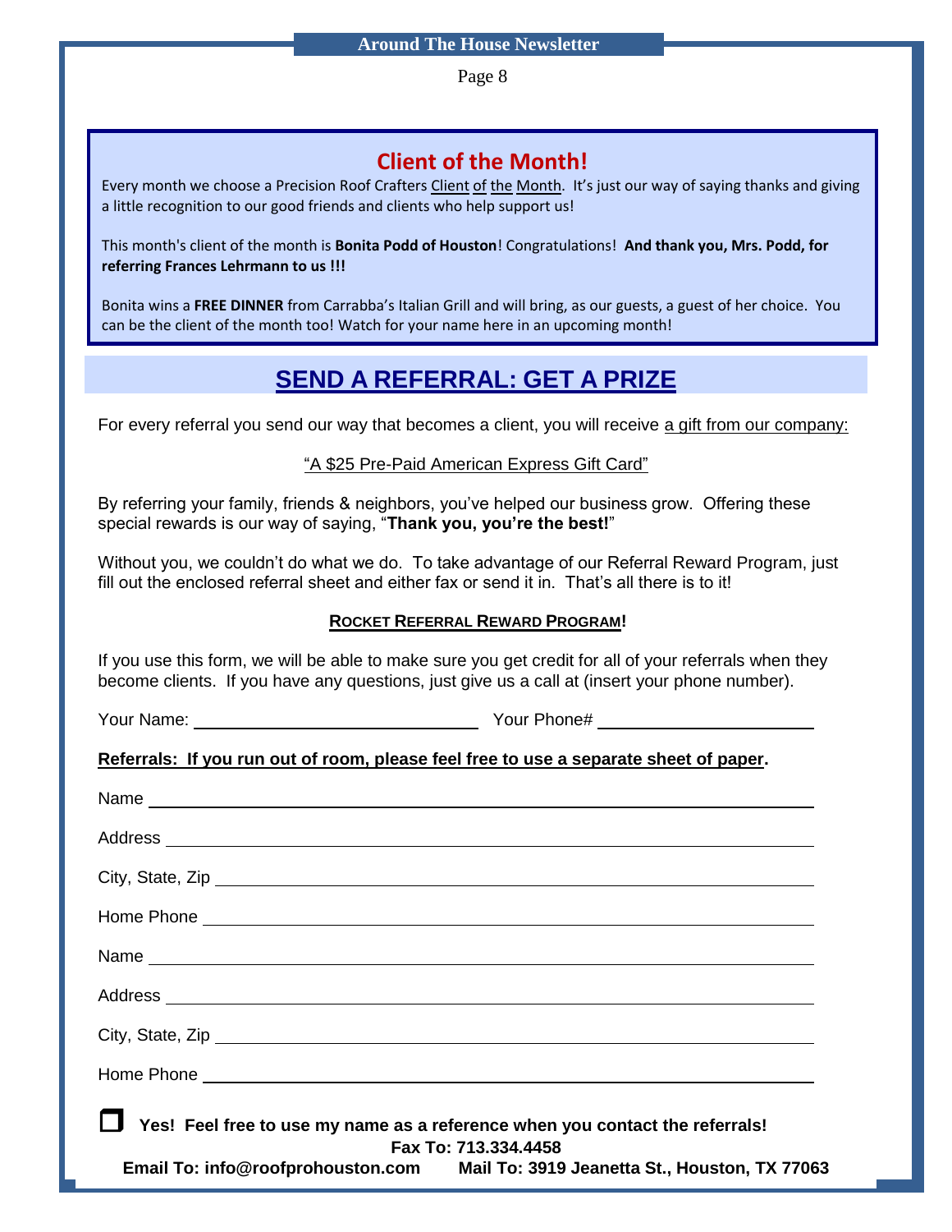## Client of the Month!

Every month we choose a Precision Roof Crafters Client of the Month. It's just our way of saying thanks and giving a little recognition to our good friends and clients who help support us!

This month's client of the month is **Bonita Podd of Houston**! Congratulations! **And thank you, Mrs. Podd, for referring Frances Lehrmann to us !!!**

Bonita wins a **FREE DINNER** from Carrabba's Italian Grill and will bring, as our guests, a guest of her choice. You can be the client of the month too! Watch for your name here in an upcoming month!

## SEND A REFERRAL: GET A PRIZE

For every referral you send our way that becomes a client, you will receive a gift from our company:

"A $25 Pre-Paid American Express Gift Card"

By referring your family, friends & neighbors, you've helped our business grow. Offering these special rewards is our way of saying, "**Thank you, you're the best!**"

Without you, we couldn't do what we do. To take advantage of our Referral Reward Program, just fill out the enclosed referral sheet and either fax or send it in. That's all there is to it!

**ROCKET REFERRAL REWARD PROGRAM!**

If you use this form, we will be able to make sure you get credit for all of your referrals when they become clients. If you have any questions, just give us a call at (insert your phone number).

Your Name: ______________________ Your Phone# ______________________

**Referrals: If you run out of room, please feel free to use a separate sheet of paper.**

Name ______________________

Address ______________________

City, State, Zip ______________________

Home Phone ______________________

Name ______________________

Address ______________________

City, State, Zip ______________________

Home Phone ______________________

☐ **Yes! Feel free to use my name as a reference when you contact the referrals!**

**Fax To: 713.334.4458**

**Email To: info@roofprohouston.com** **Mail To: 3919 Jeanetta St., Houston, TX 77063**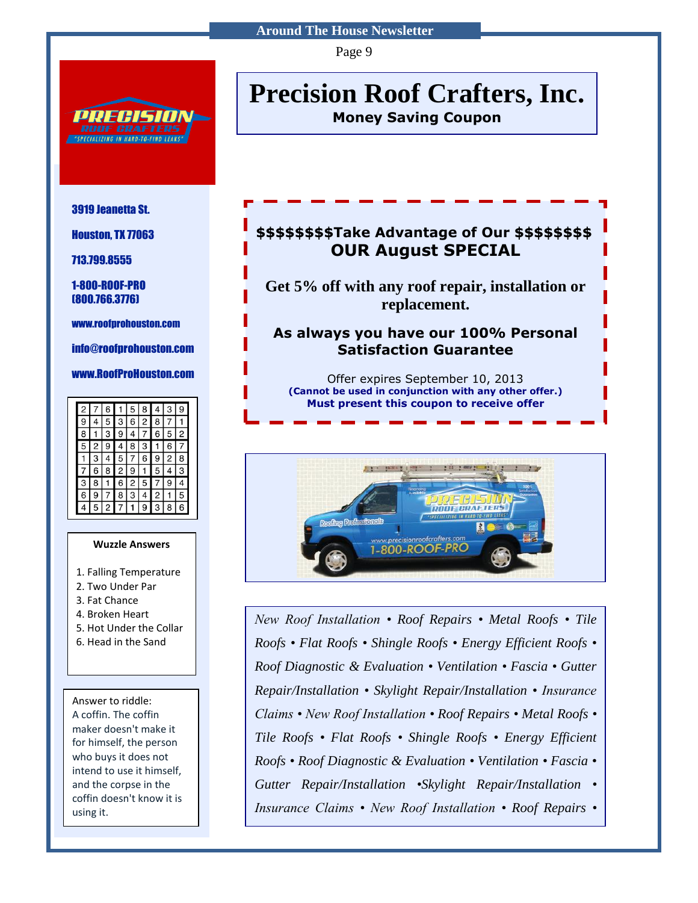# Precision Roof Crafters, Inc.

**Money Saving Coupon**

3919 Jeanetta St.

Houston, TX 77063

713.799.8555

1-800-ROOF-PRO (800.766.3776)

www.roofprohouston.com

info@roofprohouston.com

www.RoofProHouston.com

| | | | | | | | | |
|---|---|---|---|---|---|---|---|---|
| 2 | 7 | 6 | 1 | 5 | 8 | 4 | 3 | 9 |
| 9 | 4 | 5 | 3 | 6 | 2 | 8 | 7 | 1 |
| 8 | 1 | 3 | 9 | 4 | 7 | 6 | 5 | 2 |
| 5 | 2 | 9 | 4 | 8 | 3 | 1 | 6 | 7 |
| 1 | 3 | 4 | 5 | 7 | 6 | 9 | 2 | 8 |
| 7 | 6 | 8 | 2 | 9 | 1 | 5 | 4 | 3 |
| 3 | 8 | 1 | 6 | 2 | 5 | 7 | 9 | 4 |
| 6 | 9 | 7 | 8 | 3 | 4 | 2 | 1 | 5 |
| 4 | 5 | 2 | 7 | 1 | 9 | 3 | 8 | 6 |

**Wuzzle Answers**

1. Falling Temperature
2. Two Under Par
3. Fat Chance
4. Broken Heart
5. Hot Under the Collar
6. Head in the Sand

Answer to riddle:
A coffin. The coffin maker doesn't make it for himself, the person who buys it does not intend to use it himself, and the corpse in the coffin doesn't know it is using it.

**$$$$$$$$Take Advantage of Our $$$$$$$$**
**OUR August SPECIAL**

**Get 5% off with any roof repair, installation or replacement.**

**As always you have our 100% Personal Satisfaction Guarantee**

Offer expires September 10, 2013
**(Cannot be used in conjunction with any other offer.)**
**Must present this coupon to receive offer**

*New Roof Installation • Roof Repairs • Metal Roofs • Tile Roofs • Flat Roofs • Shingle Roofs • Energy Efficient Roofs • Roof Diagnostic & Evaluation • Ventilation • Fascia • Gutter Repair/Installation • Skylight Repair/Installation • Insurance Claims • New Roof Installation • Roof Repairs • Metal Roofs • Tile Roofs • Flat Roofs • Shingle Roofs • Energy Efficient Roofs • Roof Diagnostic & Evaluation • Ventilation • Fascia • Gutter Repair/Installation •Skylight Repair/Installation • Insurance Claims • New Roof Installation • Roof Repairs •*